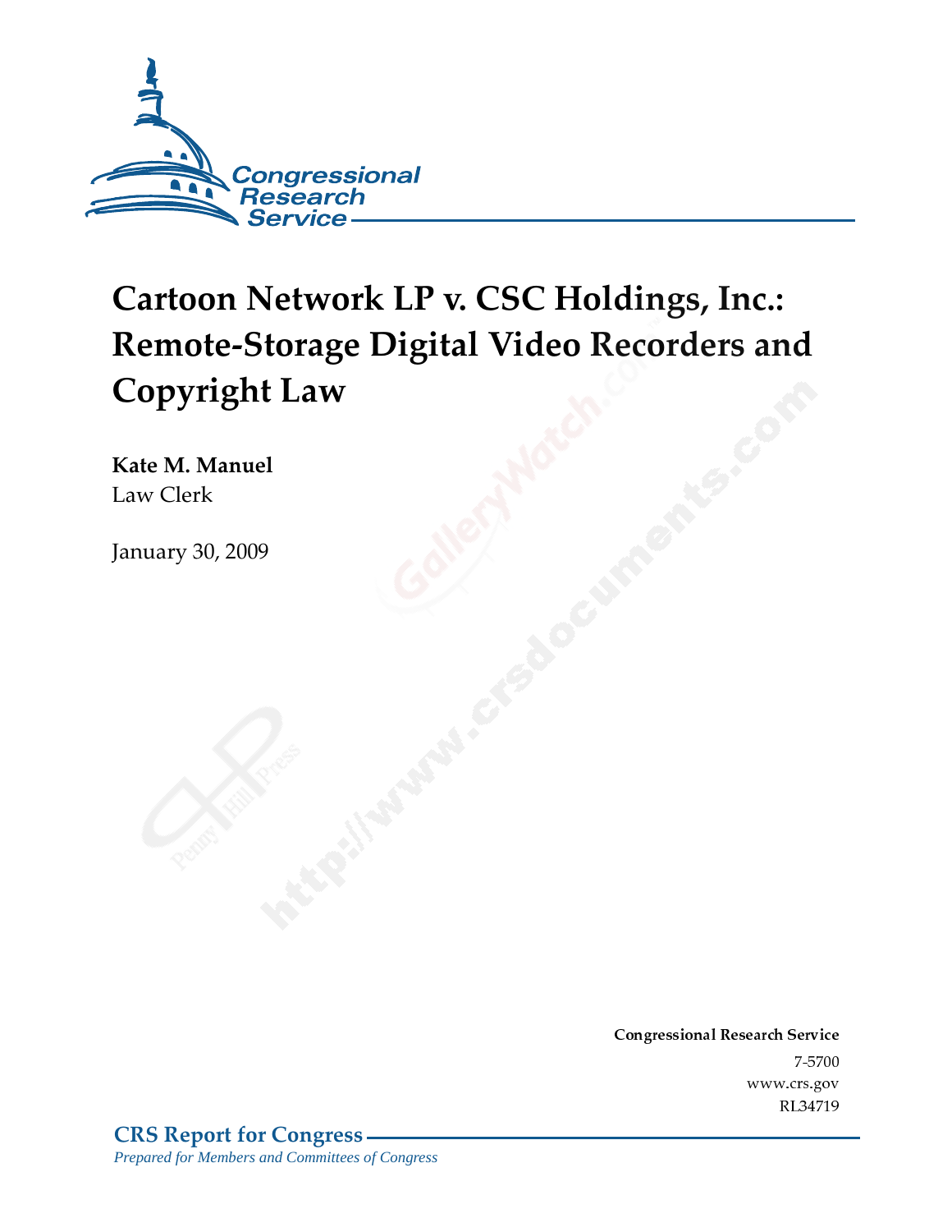Congressional Research Service

# Cartoon Network LP v. CSC Holdings, Inc.: Remote-Storage Digital Video Recorders and Copyright Law

**Kate M. Manuel**
Law Clerk

January 30, 2009

**Congressional Research Service**
7-5700
www.crs.gov
RL34719

**CRS Report for Congress**
*Prepared for Members and Committees of Congress*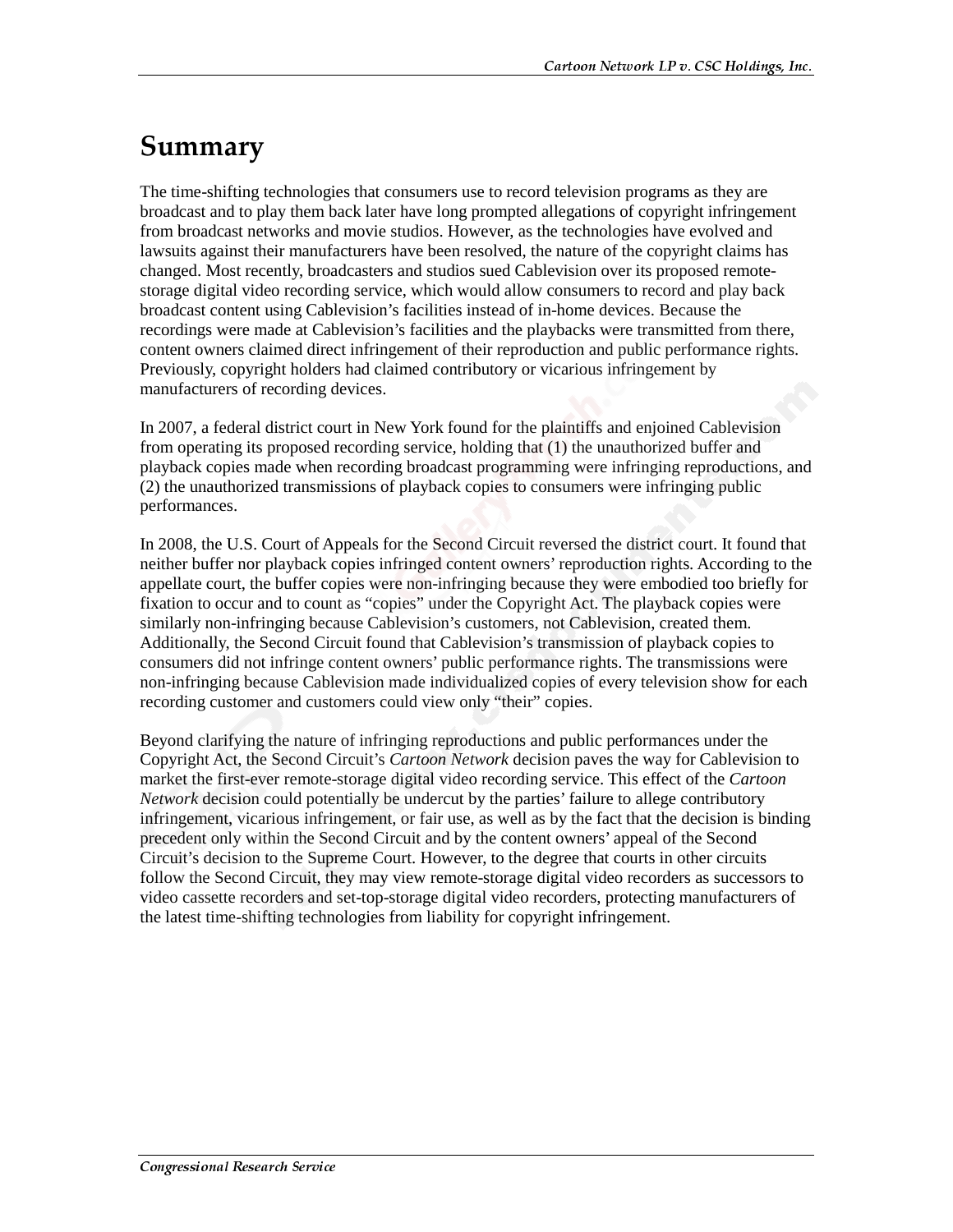# Summary

The time-shifting technologies that consumers use to record television programs as they are broadcast and to play them back later have long prompted allegations of copyright infringement from broadcast networks and movie studios. However, as the technologies have evolved and lawsuits against their manufacturers have been resolved, the nature of the copyright claims has changed. Most recently, broadcasters and studios sued Cablevision over its proposed remote-storage digital video recording service, which would allow consumers to record and play back broadcast content using Cablevision's facilities instead of in-home devices. Because the recordings were made at Cablevision's facilities and the playbacks were transmitted from there, content owners claimed direct infringement of their reproduction and public performance rights. Previously, copyright holders had claimed contributory or vicarious infringement by manufacturers of recording devices.

In 2007, a federal district court in New York found for the plaintiffs and enjoined Cablevision from operating its proposed recording service, holding that (1) the unauthorized buffer and playback copies made when recording broadcast programming were infringing reproductions, and (2) the unauthorized transmissions of playback copies to consumers were infringing public performances.

In 2008, the U.S. Court of Appeals for the Second Circuit reversed the district court. It found that neither buffer nor playback copies infringed content owners' reproduction rights. According to the appellate court, the buffer copies were non-infringing because they were embodied too briefly for fixation to occur and to count as "copies" under the Copyright Act. The playback copies were similarly non-infringing because Cablevision's customers, not Cablevision, created them. Additionally, the Second Circuit found that Cablevision's transmission of playback copies to consumers did not infringe content owners' public performance rights. The transmissions were non-infringing because Cablevision made individualized copies of every television show for each recording customer and customers could view only "their" copies.

Beyond clarifying the nature of infringing reproductions and public performances under the Copyright Act, the Second Circuit's *Cartoon Network* decision paves the way for Cablevision to market the first-ever remote-storage digital video recording service. This effect of the *Cartoon Network* decision could potentially be undercut by the parties' failure to allege contributory infringement, vicarious infringement, or fair use, as well as by the fact that the decision is binding precedent only within the Second Circuit and by the content owners' appeal of the Second Circuit's decision to the Supreme Court. However, to the degree that courts in other circuits follow the Second Circuit, they may view remote-storage digital video recorders as successors to video cassette recorders and set-top-storage digital video recorders, protecting manufacturers of the latest time-shifting technologies from liability for copyright infringement.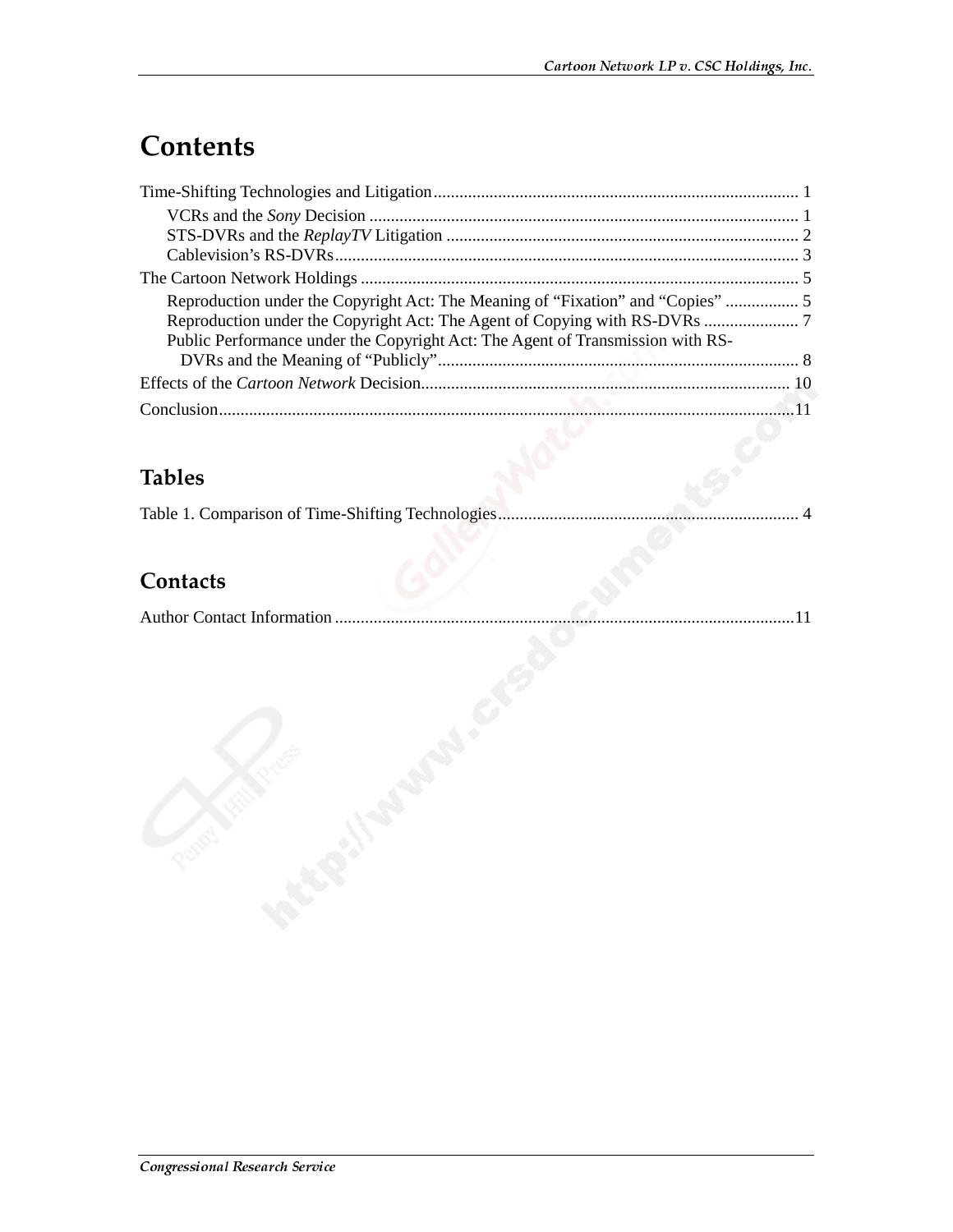# Contents

Time-Shifting Technologies and Litigation.................................................................................... 1

- VCRs and the *Sony* Decision .................................................................................................. 1
- STS-DVRs and the *ReplayTV* Litigation ................................................................................. 2
- Cablevision's RS-DVRs.......................................................................................................... 3

The Cartoon Network Holdings ..................................................................................................... 5

- Reproduction under the Copyright Act: The Meaning of "Fixation" and "Copies" ................. 5
- Reproduction under the Copyright Act: The Agent of Copying with RS-DVRs ...................... 7
- Public Performance under the Copyright Act: The Agent of Transmission with RS-DVRs and the Meaning of "Publicly".................................................................................. 8

Effects of the *Cartoon Network* Decision...................................................................................... 10

Conclusion..................................................................................................................................... 11

## Tables

Table 1. Comparison of Time-Shifting Technologies...................................................................... 4

## Contacts

Author Contact Information ............................................................................................................ 11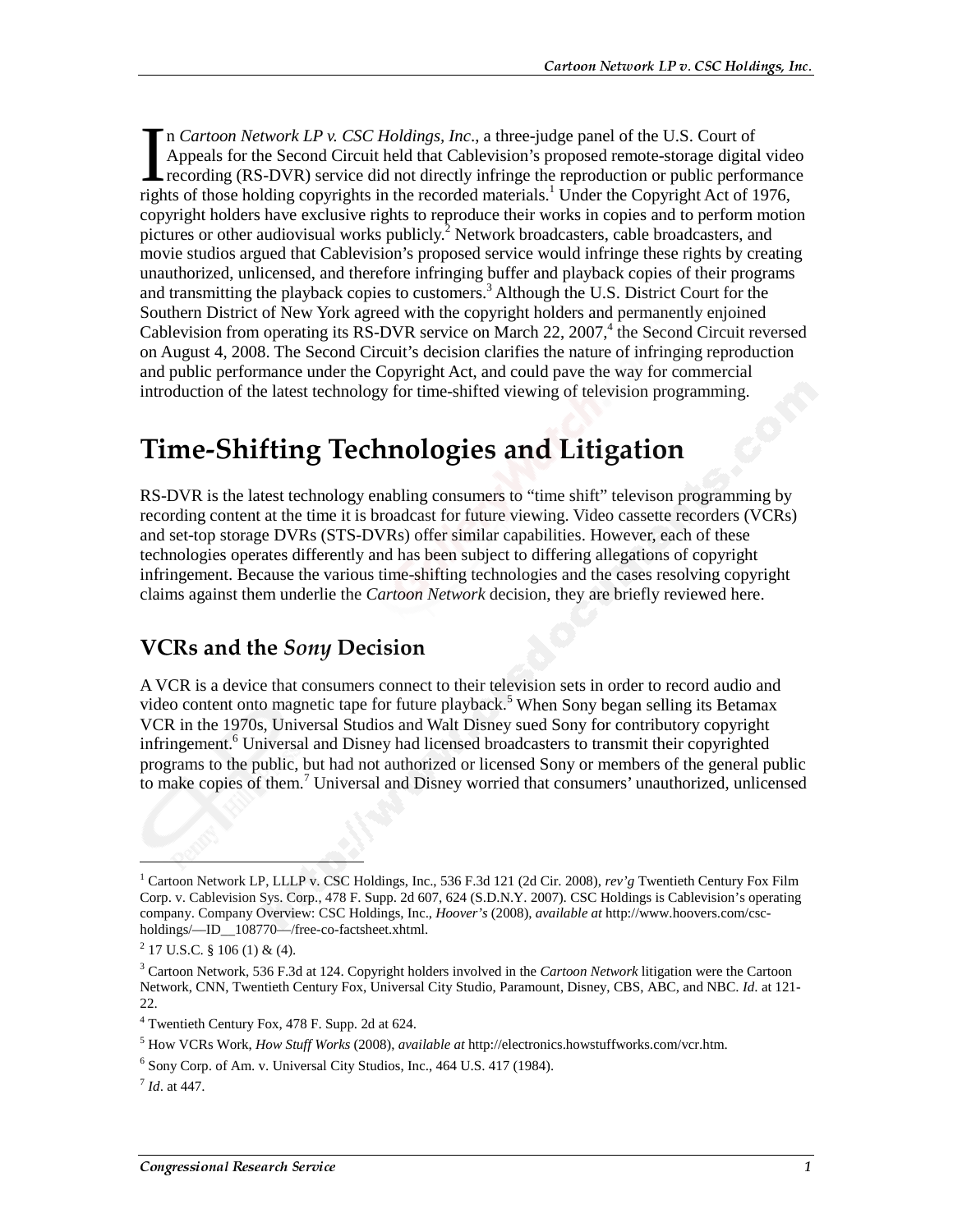In *Cartoon Network LP v. CSC Holdings, Inc*., a three-judge panel of the U.S. Court of Appeals for the Second Circuit held that Cablevision's proposed remote-storage digital video recording (RS-DVR) service did not directly infringe the reproduction or public performance rights of those holding copyrights in the recorded materials.[1] Under the Copyright Act of 1976, copyright holders have exclusive rights to reproduce their works in copies and to perform motion pictures or other audiovisual works publicly.[2] Network broadcasters, cable broadcasters, and movie studios argued that Cablevision's proposed service would infringe these rights by creating unauthorized, unlicensed, and therefore infringing buffer and playback copies of their programs and transmitting the playback copies to customers.[3] Although the U.S. District Court for the Southern District of New York agreed with the copyright holders and permanently enjoined Cablevision from operating its RS-DVR service on March 22, 2007,[4] the Second Circuit reversed on August 4, 2008. The Second Circuit's decision clarifies the nature of infringing reproduction and public performance under the Copyright Act, and could pave the way for commercial introduction of the latest technology for time-shifted viewing of television programming.

# Time-Shifting Technologies and Litigation

RS-DVR is the latest technology enabling consumers to "time shift" televison programming by recording content at the time it is broadcast for future viewing. Video cassette recorders (VCRs) and set-top storage DVRs (STS-DVRs) offer similar capabilities. However, each of these technologies operates differently and has been subject to differing allegations of copyright infringement. Because the various time-shifting technologies and the cases resolving copyright claims against them underlie the *Cartoon Network* decision, they are briefly reviewed here.

## VCRs and the *Sony* Decision

A VCR is a device that consumers connect to their television sets in order to record audio and video content onto magnetic tape for future playback.[5] When Sony began selling its Betamax VCR in the 1970s, Universal Studios and Walt Disney sued Sony for contributory copyright infringement.[6] Universal and Disney had licensed broadcasters to transmit their copyrighted programs to the public, but had not authorized or licensed Sony or members of the general public to make copies of them.[7] Universal and Disney worried that consumers' unauthorized, unlicensed

---

[1] Cartoon Network LP, LLLP v. CSC Holdings, Inc., 536 F.3d 121 (2d Cir. 2008), *rev'g* Twentieth Century Fox Film Corp. v. Cablevision Sys. Corp., 478 F. Supp. 2d 607, 624 (S.D.N.Y. 2007). CSC Holdings is Cablevision's operating company. Company Overview: CSC Holdings, Inc., *Hoover's* (2008), *available at* http://www.hoovers.com/csc-holdings/—ID__108770—/free-co-factsheet.xhtml.

[2] 17 U.S.C. § 106 (1) & (4).

[3] Cartoon Network, 536 F.3d at 124. Copyright holders involved in the *Cartoon Network* litigation were the Cartoon Network, CNN, Twentieth Century Fox, Universal City Studio, Paramount, Disney, CBS, ABC, and NBC. *Id*. at 121-22.

[4] Twentieth Century Fox, 478 F. Supp. 2d at 624.

[5] How VCRs Work, *How Stuff Works* (2008), *available at* http://electronics.howstuffworks.com/vcr.htm.

[6] Sony Corp. of Am. v. Universal City Studios, Inc., 464 U.S. 417 (1984).

[7] *Id*. at 447.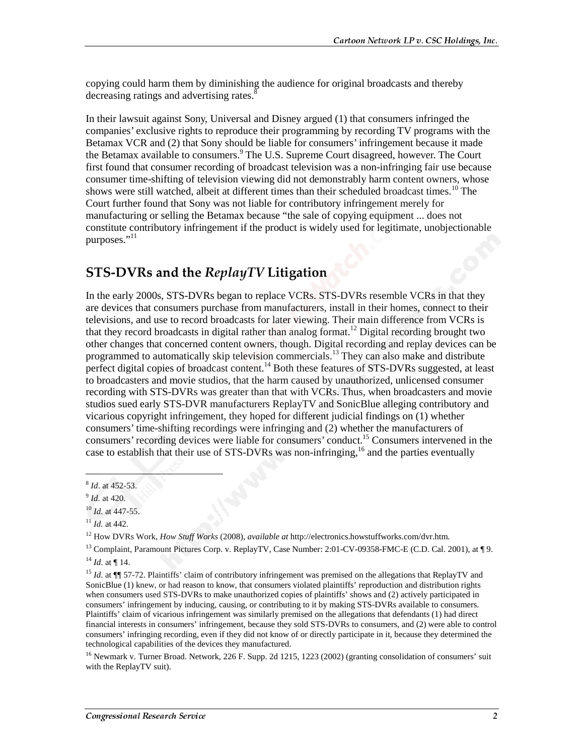copying could harm them by diminishing the audience for original broadcasts and thereby decreasing ratings and advertising rates.[8]

In their lawsuit against Sony, Universal and Disney argued (1) that consumers infringed the companies' exclusive rights to reproduce their programming by recording TV programs with the Betamax VCR and (2) that Sony should be liable for consumers' infringement because it made the Betamax available to consumers.[9] The U.S. Supreme Court disagreed, however. The Court first found that consumer recording of broadcast television was a non-infringing fair use because consumer time-shifting of television viewing did not demonstrably harm content owners, whose shows were still watched, albeit at different times than their scheduled broadcast times.[10] The Court further found that Sony was not liable for contributory infringement merely for manufacturing or selling the Betamax because "the sale of copying equipment ... does not constitute contributory infringement if the product is widely used for legitimate, unobjectionable purposes."[11]

## STS-DVRs and the *ReplayTV* Litigation

In the early 2000s, STS-DVRs began to replace VCRs. STS-DVRs resemble VCRs in that they are devices that consumers purchase from manufacturers, install in their homes, connect to their televisions, and use to record broadcasts for later viewing. Their main difference from VCRs is that they record broadcasts in digital rather than analog format.[12] Digital recording brought two other changes that concerned content owners, though. Digital recording and replay devices can be programmed to automatically skip television commercials.[13] They can also make and distribute perfect digital copies of broadcast content.[14] Both these features of STS-DVRs suggested, at least to broadcasters and movie studios, that the harm caused by unauthorized, unlicensed consumer recording with STS-DVRs was greater than that with VCRs. Thus, when broadcasters and movie studios sued early STS-DVR manufacturers ReplayTV and SonicBlue alleging contributory and vicarious copyright infringement, they hoped for different judicial findings on (1) whether consumers' time-shifting recordings were infringing and (2) whether the manufacturers of consumers' recording devices were liable for consumers' conduct.[15] Consumers intervened in the case to establish that their use of STS-DVRs was non-infringing,[16] and the parties eventually

---

[8] *Id*. at 452-53.

[9] *Id.* at 420.

[10] *Id.* at 447-55.

[11] *Id.* at 442.

[12] How DVRs Work, *How Stuff Works* (2008), *available at* http://electronics.howstuffworks.com/dvr.htm.

[13] Complaint, Paramount Pictures Corp. v. ReplayTV, Case Number: 2:01-CV-09358-FMC-E (C.D. Cal. 2001), at ¶ 9.

[14] *Id.* at ¶ 14.

[15] *Id.* at ¶¶ 57-72. Plaintiffs' claim of contributory infringement was premised on the allegations that ReplayTV and SonicBlue (1) knew, or had reason to know, that consumers violated plaintiffs' reproduction and distribution rights when consumers used STS-DVRs to make unauthorized copies of plaintiffs' shows and (2) actively participated in consumers' infringement by inducing, causing, or contributing to it by making STS-DVRs available to consumers. Plaintiffs' claim of vicarious infringement was similarly premised on the allegations that defendants (1) had direct financial interests in consumers' infringement, because they sold STS-DVRs to consumers, and (2) were able to control consumers' infringing recording, even if they did not know of or directly participate in it, because they determined the technological capabilities of the devices they manufactured.

[16] Newmark v. Turner Broad. Network, 226 F. Supp. 2d 1215, 1223 (2002) (granting consolidation of consumers' suit with the ReplayTV suit).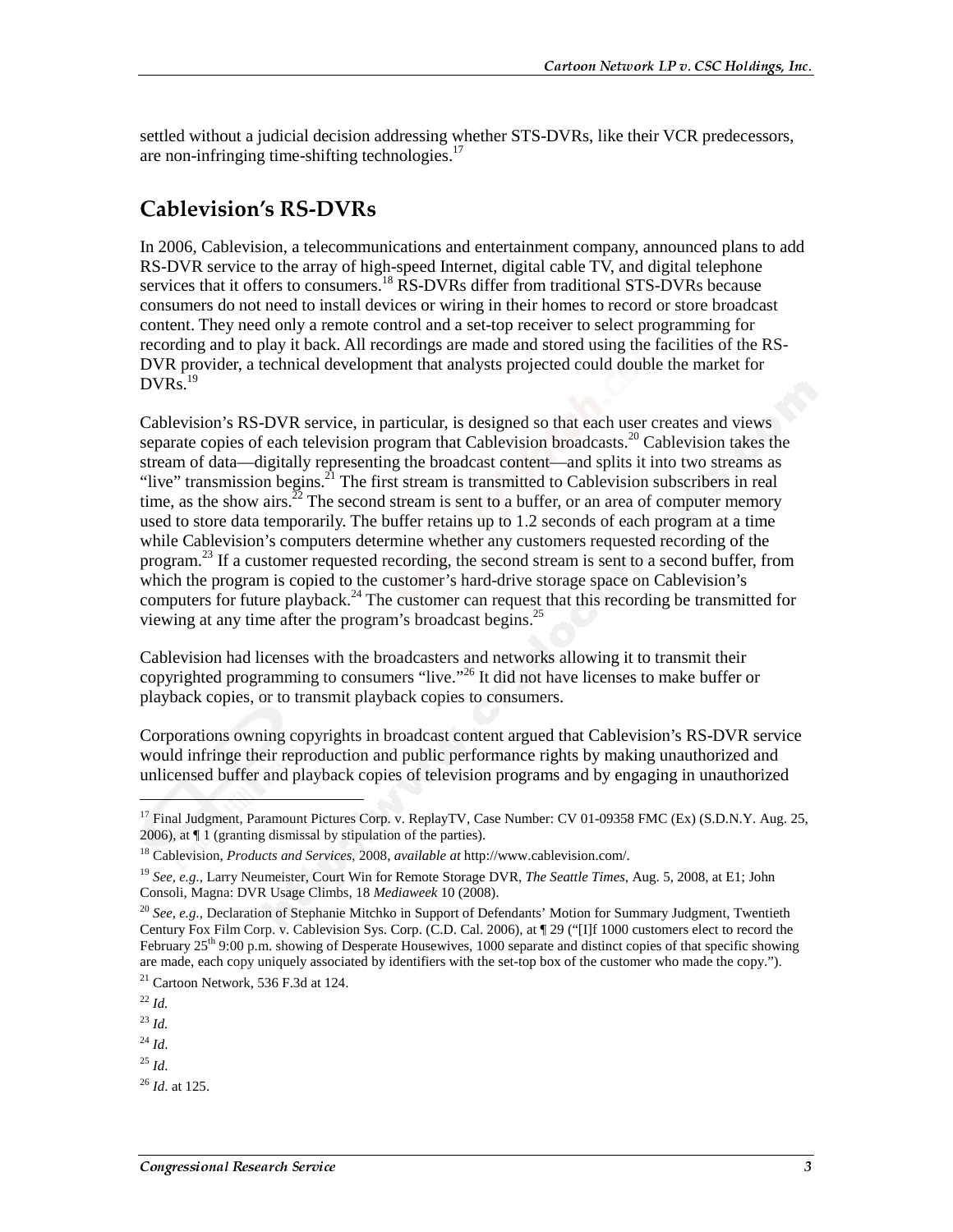settled without a judicial decision addressing whether STS-DVRs, like their VCR predecessors, are non-infringing time-shifting technologies.[17]

## Cablevision's RS-DVRs

In 2006, Cablevision, a telecommunications and entertainment company, announced plans to add RS-DVR service to the array of high-speed Internet, digital cable TV, and digital telephone services that it offers to consumers.[18] RS-DVRs differ from traditional STS-DVRs because consumers do not need to install devices or wiring in their homes to record or store broadcast content. They need only a remote control and a set-top receiver to select programming for recording and to play it back. All recordings are made and stored using the facilities of the RS-DVR provider, a technical development that analysts projected could double the market for DVRs.[19]

Cablevision's RS-DVR service, in particular, is designed so that each user creates and views separate copies of each television program that Cablevision broadcasts.[20] Cablevision takes the stream of data—digitally representing the broadcast content—and splits it into two streams as "live" transmission begins.[21] The first stream is transmitted to Cablevision subscribers in real time, as the show airs.[22] The second stream is sent to a buffer, or an area of computer memory used to store data temporarily. The buffer retains up to 1.2 seconds of each program at a time while Cablevision's computers determine whether any customers requested recording of the program.[23] If a customer requested recording, the second stream is sent to a second buffer, from which the program is copied to the customer's hard-drive storage space on Cablevision's computers for future playback.[24] The customer can request that this recording be transmitted for viewing at any time after the program's broadcast begins.[25]

Cablevision had licenses with the broadcasters and networks allowing it to transmit their copyrighted programming to consumers "live."[26] It did not have licenses to make buffer or playback copies, or to transmit playback copies to consumers.

Corporations owning copyrights in broadcast content argued that Cablevision's RS-DVR service would infringe their reproduction and public performance rights by making unauthorized and unlicensed buffer and playback copies of television programs and by engaging in unauthorized

---

[17] Final Judgment, Paramount Pictures Corp. v. ReplayTV, Case Number: CV 01-09358 FMC (Ex) (S.D.N.Y. Aug. 25, 2006), at ¶ 1 (granting dismissal by stipulation of the parties).

[18] Cablevision, *Products and Services*, 2008, *available at* http://www.cablevision.com/.

[19] *See, e.g.*, Larry Neumeister, Court Win for Remote Storage DVR, *The Seattle Times*, Aug. 5, 2008, at E1; John Consoli, Magna: DVR Usage Climbs, 18 *Mediaweek* 10 (2008).

[20] *See, e.g.*, Declaration of Stephanie Mitchko in Support of Defendants' Motion for Summary Judgment, Twentieth Century Fox Film Corp. v. Cablevision Sys. Corp. (C.D. Cal. 2006), at ¶ 29 ("[I]f 1000 customers elect to record the February 25th 9:00 p.m. showing of Desperate Housewives, 1000 separate and distinct copies of that specific showing are made, each copy uniquely associated by identifiers with the set-top box of the customer who made the copy.").

[21] Cartoon Network, 536 F.3d at 124.

[22] *Id.*

[23] *Id.*

[24] *Id.*

[25] *Id.*

[26] *Id.* at 125.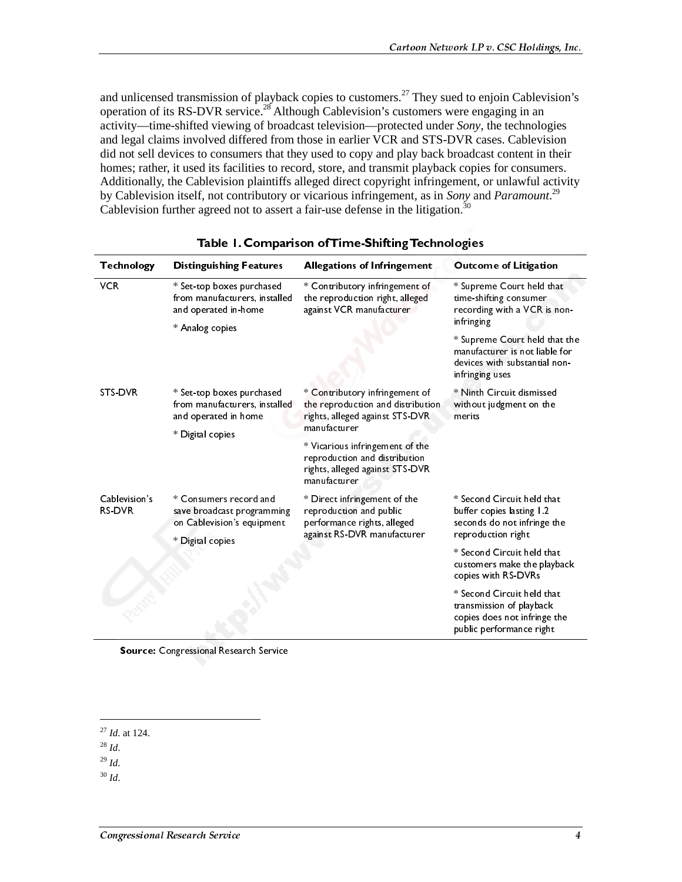and unlicensed transmission of playback copies to customers.[27] They sued to enjoin Cablevision's operation of its RS-DVR service.[28] Although Cablevision's customers were engaging in an activity—time-shifted viewing of broadcast television—protected under *Sony*, the technologies and legal claims involved differed from those in earlier VCR and STS-DVR cases. Cablevision did not sell devices to consumers that they used to copy and play back broadcast content in their homes; rather, it used its facilities to record, store, and transmit playback copies for consumers. Additionally, the Cablevision plaintiffs alleged direct copyright infringement, or unlawful activity by Cablevision itself, not contributory or vicarious infringement, as in *Sony* and *Paramount*.[29] Cablevision further agreed not to assert a fair-use defense in the litigation.[30]

**Table 1. Comparison of Time-Shifting Technologies**

| Technology | Distinguishing Features | Allegations of Infringement | Outcome of Litigation |
|---|---|---|---|
| VCR | * Set-top boxes purchased from manufacturers, installed and operated in-home<br>* Analog copies | * Contributory infringement of the reproduction right, alleged against VCR manufacturer | * Supreme Court held that time-shifting consumer recording with a VCR is non-infringing<br>* Supreme Court held that the manufacturer is not liable for devices with substantial non-infringing uses |
| STS-DVR | * Set-top boxes purchased from manufacturers, installed and operated in home<br>* Digital copies | * Contributory infringement of the reproduction and distribution rights, alleged against STS-DVR manufacturer<br>* Vicarious infringement of the reproduction and distribution rights, alleged against STS-DVR manufacturer | * Ninth Circuit dismissed without judgment on the merits |
| Cablevision's RS-DVR | * Consumers record and save broadcast programming on Cablevision's equipment<br>* Digital copies | * Direct infringement of the reproduction and public performance rights, alleged against RS-DVR manufacturer | * Second Circuit held that buffer copies lasting 1.2 seconds do not infringe the reproduction right<br>* Second Circuit held that customers make the playback copies with RS-DVRs<br>* Second Circuit held that transmission of playback copies does not infringe the public performance right |

**Source:** Congressional Research Service

[27] *Id*. at 124.

[28] *Id*.

[29] *Id*.

[30] *Id*.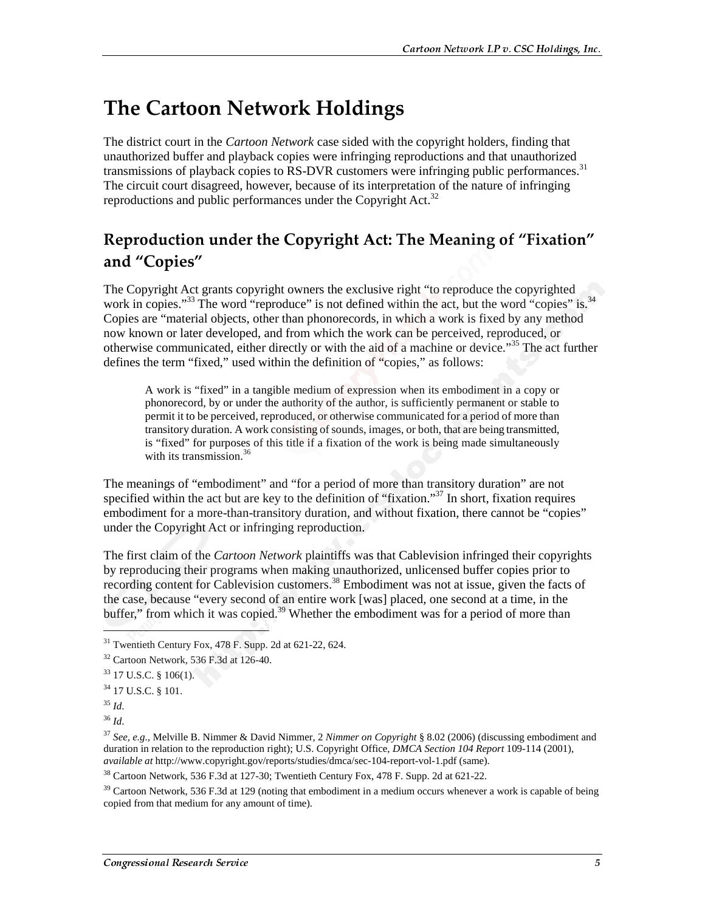# The Cartoon Network Holdings

The district court in the *Cartoon Network* case sided with the copyright holders, finding that unauthorized buffer and playback copies were infringing reproductions and that unauthorized transmissions of playback copies to RS-DVR customers were infringing public performances.[31] The circuit court disagreed, however, because of its interpretation of the nature of infringing reproductions and public performances under the Copyright Act.[32]

## Reproduction under the Copyright Act: The Meaning of "Fixation" and "Copies"

The Copyright Act grants copyright owners the exclusive right "to reproduce the copyrighted work in copies."[33] The word "reproduce" is not defined within the act, but the word "copies" is.[34] Copies are "material objects, other than phonorecords, in which a work is fixed by any method now known or later developed, and from which the work can be perceived, reproduced, or otherwise communicated, either directly or with the aid of a machine or device."[35] The act further defines the term "fixed," used within the definition of "copies," as follows:

> A work is "fixed" in a tangible medium of expression when its embodiment in a copy or phonorecord, by or under the authority of the author, is sufficiently permanent or stable to permit it to be perceived, reproduced, or otherwise communicated for a period of more than transitory duration. A work consisting of sounds, images, or both, that are being transmitted, is "fixed" for purposes of this title if a fixation of the work is being made simultaneously with its transmission.[36]

The meanings of "embodiment" and "for a period of more than transitory duration" are not specified within the act but are key to the definition of "fixation."[37] In short, fixation requires embodiment for a more-than-transitory duration, and without fixation, there cannot be "copies" under the Copyright Act or infringing reproduction.

The first claim of the *Cartoon Network* plaintiffs was that Cablevision infringed their copyrights by reproducing their programs when making unauthorized, unlicensed buffer copies prior to recording content for Cablevision customers.[38] Embodiment was not at issue, given the facts of the case, because "every second of an entire work [was] placed, one second at a time, in the buffer," from which it was copied.[39] Whether the embodiment was for a period of more than

---

[31] Twentieth Century Fox, 478 F. Supp. 2d at 621-22, 624.

[32] Cartoon Network, 536 F.3d at 126-40.

[33] 17 U.S.C. § 106(1).

[34] 17 U.S.C. § 101.

[35] *Id*.

[36] *Id*.

[37] *See, e.g.*, Melville B. Nimmer & David Nimmer, 2 *Nimmer on Copyright* § 8.02 (2006) (discussing embodiment and duration in relation to the reproduction right); U.S. Copyright Office, *DMCA Section 104 Report* 109-114 (2001), *available at* http://www.copyright.gov/reports/studies/dmca/sec-104-report-vol-1.pdf (same).

[38] Cartoon Network, 536 F.3d at 127-30; Twentieth Century Fox, 478 F. Supp. 2d at 621-22.

[39] Cartoon Network, 536 F.3d at 129 (noting that embodiment in a medium occurs whenever a work is capable of being copied from that medium for any amount of time).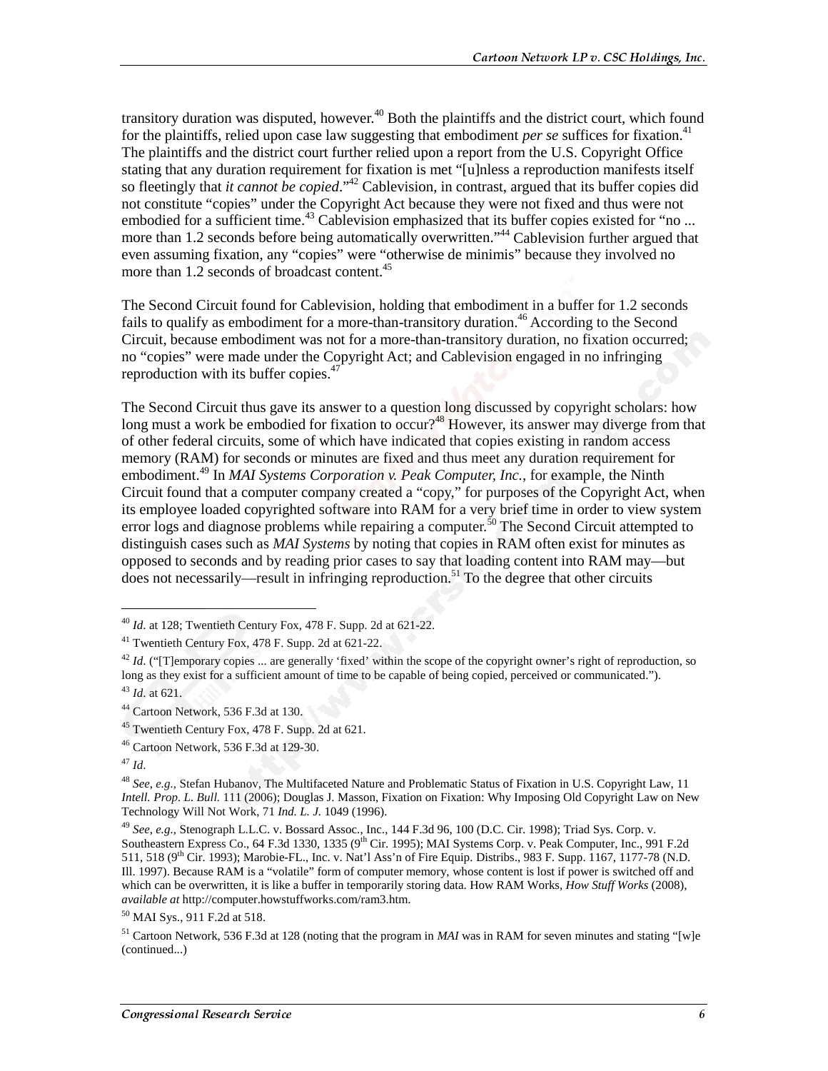transitory duration was disputed, however.[40] Both the plaintiffs and the district court, which found for the plaintiffs, relied upon case law suggesting that embodiment *per se* suffices for fixation.[41] The plaintiffs and the district court further relied upon a report from the U.S. Copyright Office stating that any duration requirement for fixation is met "[u]nless a reproduction manifests itself so fleetingly that *it cannot be copied*."[42] Cablevision, in contrast, argued that its buffer copies did not constitute "copies" under the Copyright Act because they were not fixed and thus were not embodied for a sufficient time.[43] Cablevision emphasized that its buffer copies existed for "no ... more than 1.2 seconds before being automatically overwritten."[44] Cablevision further argued that even assuming fixation, any "copies" were "otherwise de minimis" because they involved no more than 1.2 seconds of broadcast content.[45]

The Second Circuit found for Cablevision, holding that embodiment in a buffer for 1.2 seconds fails to qualify as embodiment for a more-than-transitory duration.[46] According to the Second Circuit, because embodiment was not for a more-than-transitory duration, no fixation occurred; no "copies" were made under the Copyright Act; and Cablevision engaged in no infringing reproduction with its buffer copies.[47]

The Second Circuit thus gave its answer to a question long discussed by copyright scholars: how long must a work be embodied for fixation to occur?[48] However, its answer may diverge from that of other federal circuits, some of which have indicated that copies existing in random access memory (RAM) for seconds or minutes are fixed and thus meet any duration requirement for embodiment.[49] In *MAI Systems Corporation v. Peak Computer, Inc.*, for example, the Ninth Circuit found that a computer company created a "copy," for purposes of the Copyright Act, when its employee loaded copyrighted software into RAM for a very brief time in order to view system error logs and diagnose problems while repairing a computer.[50] The Second Circuit attempted to distinguish cases such as *MAI Systems* by noting that copies in RAM often exist for minutes as opposed to seconds and by reading prior cases to say that loading content into RAM may—but does not necessarily—result in infringing reproduction.[51] To the degree that other circuits

---

[40] *Id.* at 128; Twentieth Century Fox, 478 F. Supp. 2d at 621-22.

[41] Twentieth Century Fox, 478 F. Supp. 2d at 621-22.

[42] *Id.* ("[T]emporary copies ... are generally 'fixed' within the scope of the copyright owner's right of reproduction, so long as they exist for a sufficient amount of time to be capable of being copied, perceived or communicated.").

[43] *Id.* at 621.

[44] Cartoon Network, 536 F.3d at 130.

[45] Twentieth Century Fox, 478 F. Supp. 2d at 621.

[46] Cartoon Network, 536 F.3d at 129-30.

[47] *Id.*

[48] *See, e.g.,* Stefan Hubanov, The Multifaceted Nature and Problematic Status of Fixation in U.S. Copyright Law, 11 *Intell. Prop. L. Bull.* 111 (2006); Douglas J. Masson, Fixation on Fixation: Why Imposing Old Copyright Law on New Technology Will Not Work, 71 *Ind. L. J.* 1049 (1996).

[49] *See, e.g.,* Stenograph L.L.C. v. Bossard Assoc., Inc., 144 F.3d 96, 100 (D.C. Cir. 1998); Triad Sys. Corp. v. Southeastern Express Co., 64 F.3d 1330, 1335 (9th Cir. 1995); MAI Systems Corp. v. Peak Computer, Inc., 991 F.2d 511, 518 (9th Cir. 1993); Marobie-FL., Inc. v. Nat'l Ass'n of Fire Equip. Distribs., 983 F. Supp. 1167, 1177-78 (N.D. Ill. 1997). Because RAM is a "volatile" form of computer memory, whose content is lost if power is switched off and which can be overwritten, it is like a buffer in temporarily storing data. How RAM Works, *How Stuff Works* (2008), *available at* http://computer.howstuffworks.com/ram3.htm.

[50] MAI Sys., 911 F.2d at 518.

[51] Cartoon Network, 536 F.3d at 128 (noting that the program in *MAI* was in RAM for seven minutes and stating "[w]e (continued...)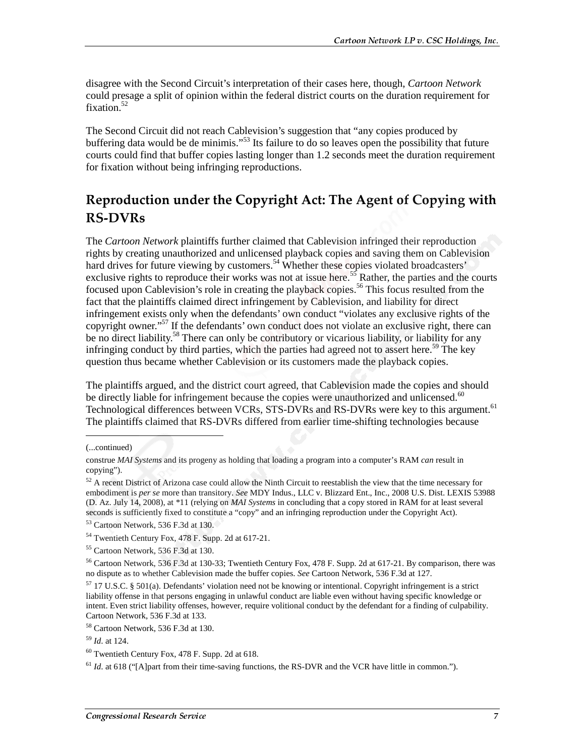disagree with the Second Circuit's interpretation of their cases here, though, *Cartoon Network* could presage a split of opinion within the federal district courts on the duration requirement for fixation.[52]

The Second Circuit did not reach Cablevision's suggestion that "any copies produced by buffering data would be de minimis."[53] Its failure to do so leaves open the possibility that future courts could find that buffer copies lasting longer than 1.2 seconds meet the duration requirement for fixation without being infringing reproductions.

## Reproduction under the Copyright Act: The Agent of Copying with RS-DVRs

The *Cartoon Network* plaintiffs further claimed that Cablevision infringed their reproduction rights by creating unauthorized and unlicensed playback copies and saving them on Cablevision hard drives for future viewing by customers.[54] Whether these copies violated broadcasters' exclusive rights to reproduce their works was not at issue here.[55] Rather, the parties and the courts focused upon Cablevision's role in creating the playback copies.[56] This focus resulted from the fact that the plaintiffs claimed direct infringement by Cablevision, and liability for direct infringement exists only when the defendants' own conduct "violates any exclusive rights of the copyright owner."[57] If the defendants' own conduct does not violate an exclusive right, there can be no direct liability.[58] There can only be contributory or vicarious liability, or liability for any infringing conduct by third parties, which the parties had agreed not to assert here.[59] The key question thus became whether Cablevision or its customers made the playback copies.

The plaintiffs argued, and the district court agreed, that Cablevision made the copies and should be directly liable for infringement because the copies were unauthorized and unlicensed.[60] Technological differences between VCRs, STS-DVRs and RS-DVRs were key to this argument.[61] The plaintiffs claimed that RS-DVRs differed from earlier time-shifting technologies because

---

(...continued)

construe *MAI Systems* and its progeny as holding that loading a program into a computer's RAM *can* result in copying").

[52] A recent District of Arizona case could allow the Ninth Circuit to reestablish the view that the time necessary for embodiment is *per se* more than transitory. *See* MDY Indus., LLC v. Blizzard Ent., Inc., 2008 U.S. Dist. LEXIS 53988 (D. Az. July 14, 2008), at *11 (relying on *MAI Systems* in concluding that a copy stored in RAM for at least several seconds is sufficiently fixed to constitute a "copy" and an infringing reproduction under the Copyright Act).

[53] Cartoon Network, 536 F.3d at 130.

[54] Twentieth Century Fox, 478 F. Supp. 2d at 617-21.

[55] Cartoon Network, 536 F.3d at 130.

[56] Cartoon Network, 536 F.3d at 130-33; Twentieth Century Fox, 478 F. Supp. 2d at 617-21. By comparison, there was no dispute as to whether Cablevision made the buffer copies. *See* Cartoon Network, 536 F.3d at 127.

[57] 17 U.S.C. § 501(a). Defendants' violation need not be knowing or intentional. Copyright infringement is a strict liability offense in that persons engaging in unlawful conduct are liable even without having specific knowledge or intent. Even strict liability offenses, however, require volitional conduct by the defendant for a finding of culpability. Cartoon Network, 536 F.3d at 133.

[58] Cartoon Network, 536 F.3d at 130.

[59] *Id*. at 124.

[60] Twentieth Century Fox, 478 F. Supp. 2d at 618.

[61] *Id*. at 618 ("[A]part from their time-saving functions, the RS-DVR and the VCR have little in common.").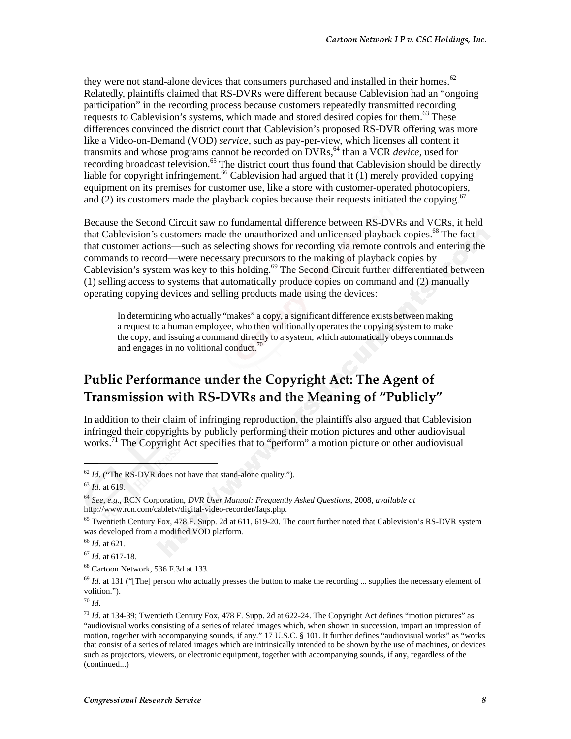they were not stand-alone devices that consumers purchased and installed in their homes.[62] Relatedly, plaintiffs claimed that RS-DVRs were different because Cablevision had an "ongoing participation" in the recording process because customers repeatedly transmitted recording requests to Cablevision's systems, which made and stored desired copies for them.[63] These differences convinced the district court that Cablevision's proposed RS-DVR offering was more like a Video-on-Demand (VOD) *service*, such as pay-per-view, which licenses all content it transmits and whose programs cannot be recorded on DVRs,[64] than a VCR *device*, used for recording broadcast television.[65] The district court thus found that Cablevision should be directly liable for copyright infringement.[66] Cablevision had argued that it (1) merely provided copying equipment on its premises for customer use, like a store with customer-operated photocopiers, and (2) its customers made the playback copies because their requests initiated the copying.[67]

Because the Second Circuit saw no fundamental difference between RS-DVRs and VCRs, it held that Cablevision's customers made the unauthorized and unlicensed playback copies.[68] The fact that customer actions—such as selecting shows for recording via remote controls and entering the commands to record—were necessary precursors to the making of playback copies by Cablevision's system was key to this holding.[69] The Second Circuit further differentiated between (1) selling access to systems that automatically produce copies on command and (2) manually operating copying devices and selling products made using the devices:

> In determining who actually "makes" a copy, a significant difference exists between making a request to a human employee, who then volitionally operates the copying system to make the copy, and issuing a command directly to a system, which automatically obeys commands and engages in no volitional conduct.[70]

## Public Performance under the Copyright Act: The Agent of Transmission with RS-DVRs and the Meaning of "Publicly"

In addition to their claim of infringing reproduction, the plaintiffs also argued that Cablevision infringed their copyrights by publicly performing their motion pictures and other audiovisual works.[71] The Copyright Act specifies that to "perform" a motion picture or other audiovisual

---

[62] *Id*. ("The RS-DVR does not have that stand-alone quality.").

[63] *Id*. at 619.

[64] *See, e.g.*, RCN Corporation, *DVR User Manual: Frequently Asked Questions*, 2008, *available at* http://www.rcn.com/cabletv/digital-video-recorder/faqs.php.

[65] Twentieth Century Fox, 478 F. Supp. 2d at 611, 619-20. The court further noted that Cablevision's RS-DVR system was developed from a modified VOD platform.

[66] *Id*. at 621.

[67] *Id*. at 617-18.

[68] Cartoon Network, 536 F.3d at 133.

[69] *Id*. at 131 ("[The] person who actually presses the button to make the recording ... supplies the necessary element of volition.").

[70] *Id*.

[71] *Id*. at 134-39; Twentieth Century Fox, 478 F. Supp. 2d at 622-24. The Copyright Act defines "motion pictures" as "audiovisual works consisting of a series of related images which, when shown in succession, impart an impression of motion, together with accompanying sounds, if any." 17 U.S.C. § 101. It further defines "audiovisual works" as "works that consist of a series of related images which are intrinsically intended to be shown by the use of machines, or devices such as projectors, viewers, or electronic equipment, together with accompanying sounds, if any, regardless of the (continued...)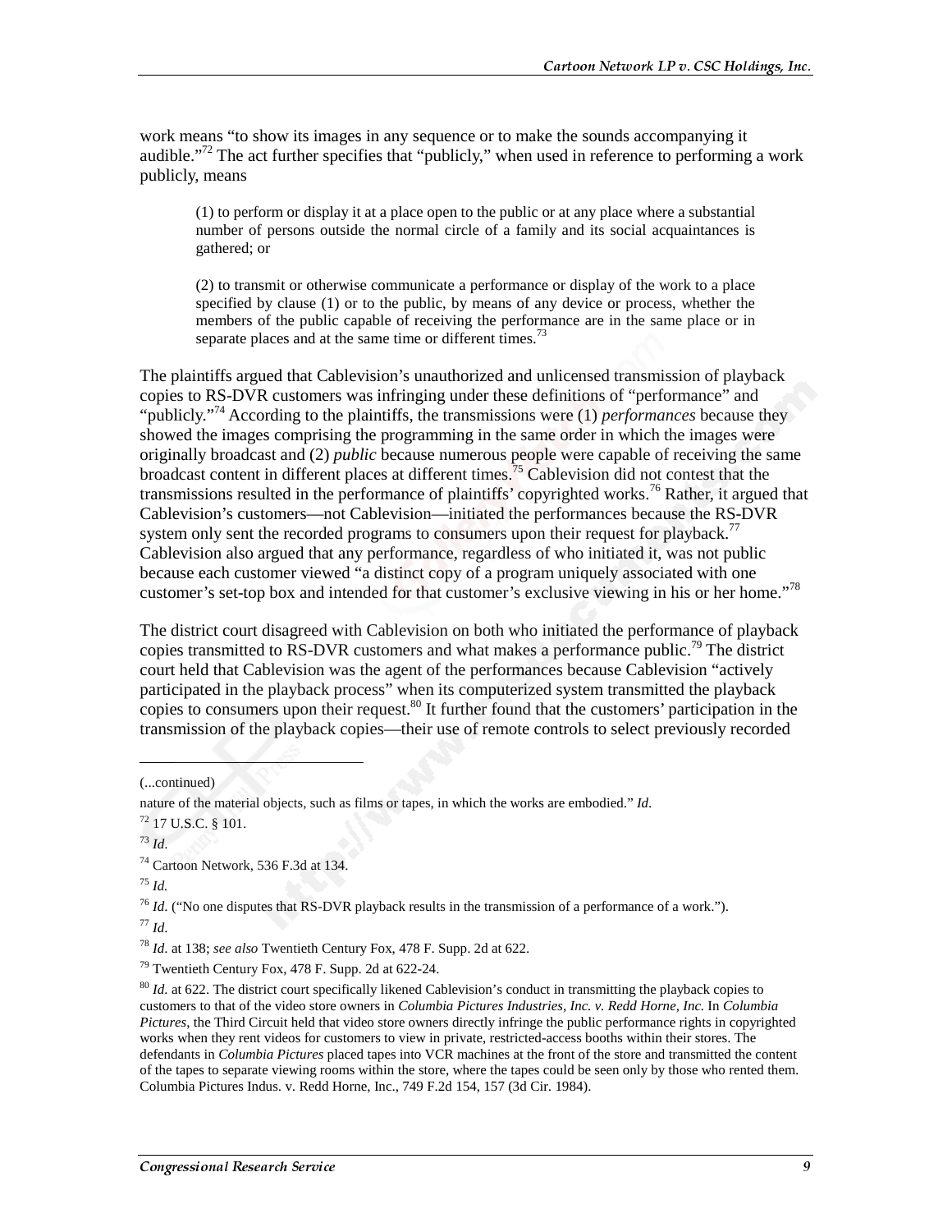work means "to show its images in any sequence or to make the sounds accompanying it audible."[72] The act further specifies that "publicly," when used in reference to performing a work publicly, means

> (1) to perform or display it at a place open to the public or at any place where a substantial number of persons outside the normal circle of a family and its social acquaintances is gathered; or
>
> (2) to transmit or otherwise communicate a performance or display of the work to a place specified by clause (1) or to the public, by means of any device or process, whether the members of the public capable of receiving the performance are in the same place or in separate places and at the same time or different times.[73]

The plaintiffs argued that Cablevision's unauthorized and unlicensed transmission of playback copies to RS-DVR customers was infringing under these definitions of "performance" and "publicly."[74] According to the plaintiffs, the transmissions were (1) *performances* because they showed the images comprising the programming in the same order in which the images were originally broadcast and (2) *public* because numerous people were capable of receiving the same broadcast content in different places at different times.[75] Cablevision did not contest that the transmissions resulted in the performance of plaintiffs' copyrighted works.[76] Rather, it argued that Cablevision's customers—not Cablevision—initiated the performances because the RS-DVR system only sent the recorded programs to consumers upon their request for playback.[77] Cablevision also argued that any performance, regardless of who initiated it, was not public because each customer viewed "a distinct copy of a program uniquely associated with one customer's set-top box and intended for that customer's exclusive viewing in his or her home."[78]

The district court disagreed with Cablevision on both who initiated the performance of playback copies transmitted to RS-DVR customers and what makes a performance public.[79] The district court held that Cablevision was the agent of the performances because Cablevision "actively participated in the playback process" when its computerized system transmitted the playback copies to consumers upon their request.[80] It further found that the customers' participation in the transmission of the playback copies—their use of remote controls to select previously recorded

(...continued)

nature of the material objects, such as films or tapes, in which the works are embodied." *Id*.

[72] 17 U.S.C. § 101.

[73] *Id*.

[74] Cartoon Network, 536 F.3d at 134.

[75] *Id.*

[76] *Id*. ("No one disputes that RS-DVR playback results in the transmission of a performance of a work.").

[77] *Id*.

[78] *Id*. at 138; *see also* Twentieth Century Fox, 478 F. Supp. 2d at 622.

[79] Twentieth Century Fox, 478 F. Supp. 2d at 622-24.

[80] *Id*. at 622. The district court specifically likened Cablevision's conduct in transmitting the playback copies to customers to that of the video store owners in *Columbia Pictures Industries, Inc. v. Redd Horne, Inc.* In *Columbia Pictures*, the Third Circuit held that video store owners directly infringe the public performance rights in copyrighted works when they rent videos for customers to view in private, restricted-access booths within their stores. The defendants in *Columbia Pictures* placed tapes into VCR machines at the front of the store and transmitted the content of the tapes to separate viewing rooms within the store, where the tapes could be seen only by those who rented them. Columbia Pictures Indus. v. Redd Horne, Inc., 749 F.2d 154, 157 (3d Cir. 1984).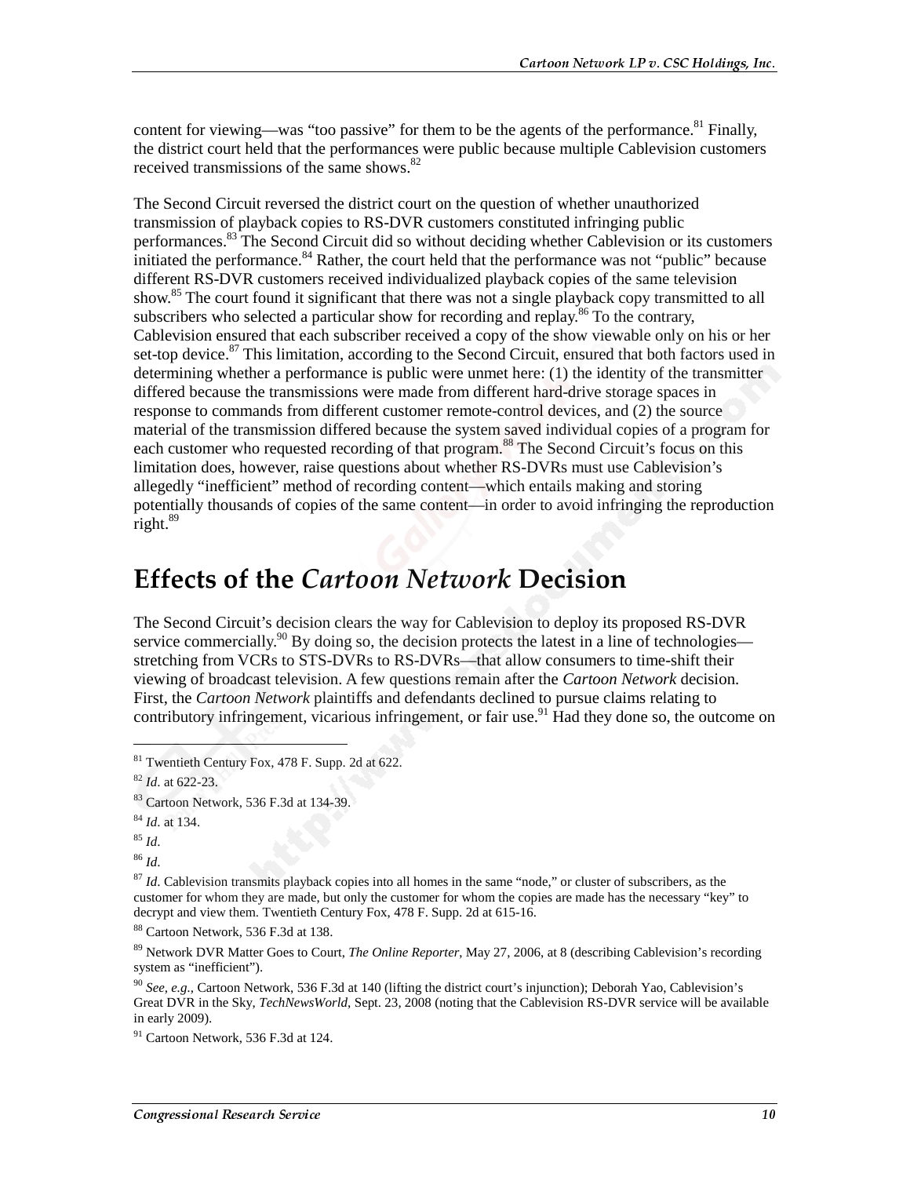content for viewing—was "too passive" for them to be the agents of the performance.[81] Finally, the district court held that the performances were public because multiple Cablevision customers received transmissions of the same shows.[82]

The Second Circuit reversed the district court on the question of whether unauthorized transmission of playback copies to RS-DVR customers constituted infringing public performances.[83] The Second Circuit did so without deciding whether Cablevision or its customers initiated the performance.[84] Rather, the court held that the performance was not "public" because different RS-DVR customers received individualized playback copies of the same television show.[85] The court found it significant that there was not a single playback copy transmitted to all subscribers who selected a particular show for recording and replay.[86] To the contrary, Cablevision ensured that each subscriber received a copy of the show viewable only on his or her set-top device.[87] This limitation, according to the Second Circuit, ensured that both factors used in determining whether a performance is public were unmet here: (1) the identity of the transmitter differed because the transmissions were made from different hard-drive storage spaces in response to commands from different customer remote-control devices, and (2) the source material of the transmission differed because the system saved individual copies of a program for each customer who requested recording of that program.[88] The Second Circuit's focus on this limitation does, however, raise questions about whether RS-DVRs must use Cablevision's allegedly "inefficient" method of recording content—which entails making and storing potentially thousands of copies of the same content—in order to avoid infringing the reproduction right.[89]

## Effects of the *Cartoon Network* Decision

The Second Circuit's decision clears the way for Cablevision to deploy its proposed RS-DVR service commercially.[90] By doing so, the decision protects the latest in a line of technologies—stretching from VCRs to STS-DVRs to RS-DVRs—that allow consumers to time-shift their viewing of broadcast television. A few questions remain after the *Cartoon Network* decision. First, the *Cartoon Network* plaintiffs and defendants declined to pursue claims relating to contributory infringement, vicarious infringement, or fair use.[91] Had they done so, the outcome on

---

[81] Twentieth Century Fox, 478 F. Supp. 2d at 622.

[82] *Id*. at 622-23.

[83] Cartoon Network, 536 F.3d at 134-39.

[84] *Id*. at 134.

[85] *Id*.

[86] *Id*.

[87] *Id*. Cablevision transmits playback copies into all homes in the same "node," or cluster of subscribers, as the customer for whom they are made, but only the customer for whom the copies are made has the necessary "key" to decrypt and view them. Twentieth Century Fox, 478 F. Supp. 2d at 615-16.

[88] Cartoon Network, 536 F.3d at 138.

[89] Network DVR Matter Goes to Court, *The Online Reporter*, May 27, 2006, at 8 (describing Cablevision's recording system as "inefficient").

[90] *See, e.g*., Cartoon Network, 536 F.3d at 140 (lifting the district court's injunction); Deborah Yao, Cablevision's Great DVR in the Sky, *TechNewsWorld*, Sept. 23, 2008 (noting that the Cablevision RS-DVR service will be available in early 2009).

[91] Cartoon Network, 536 F.3d at 124.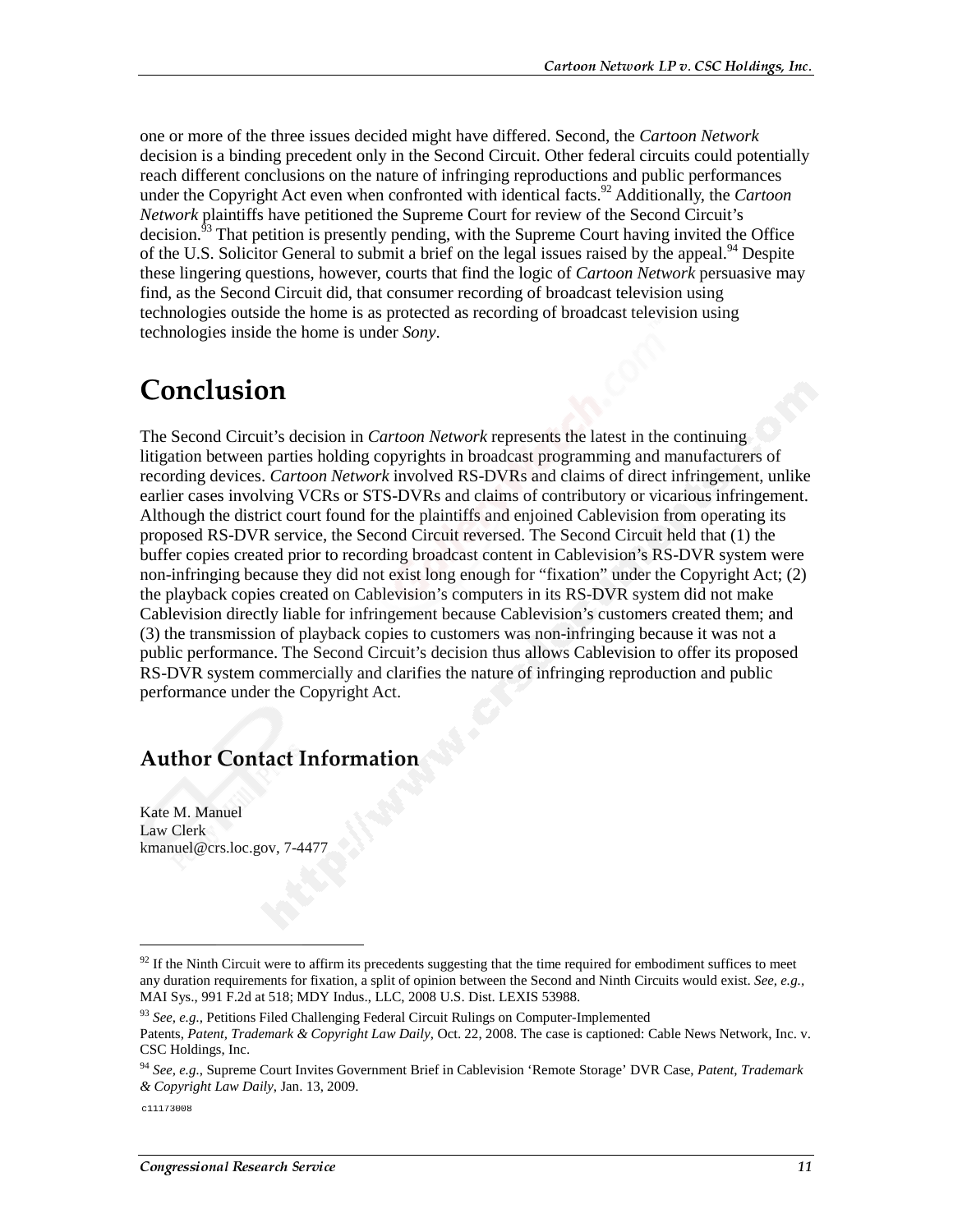one or more of the three issues decided might have differed. Second, the *Cartoon Network* decision is a binding precedent only in the Second Circuit. Other federal circuits could potentially reach different conclusions on the nature of infringing reproductions and public performances under the Copyright Act even when confronted with identical facts.[92] Additionally, the *Cartoon Network* plaintiffs have petitioned the Supreme Court for review of the Second Circuit's decision.[93] That petition is presently pending, with the Supreme Court having invited the Office of the U.S. Solicitor General to submit a brief on the legal issues raised by the appeal.[94] Despite these lingering questions, however, courts that find the logic of *Cartoon Network* persuasive may find, as the Second Circuit did, that consumer recording of broadcast television using technologies outside the home is as protected as recording of broadcast television using technologies inside the home is under *Sony*.

# Conclusion

The Second Circuit's decision in *Cartoon Network* represents the latest in the continuing litigation between parties holding copyrights in broadcast programming and manufacturers of recording devices. *Cartoon Network* involved RS-DVRs and claims of direct infringement, unlike earlier cases involving VCRs or STS-DVRs and claims of contributory or vicarious infringement. Although the district court found for the plaintiffs and enjoined Cablevision from operating its proposed RS-DVR service, the Second Circuit reversed. The Second Circuit held that (1) the buffer copies created prior to recording broadcast content in Cablevision's RS-DVR system were non-infringing because they did not exist long enough for "fixation" under the Copyright Act; (2) the playback copies created on Cablevision's computers in its RS-DVR system did not make Cablevision directly liable for infringement because Cablevision's customers created them; and (3) the transmission of playback copies to customers was non-infringing because it was not a public performance. The Second Circuit's decision thus allows Cablevision to offer its proposed RS-DVR system commercially and clarifies the nature of infringing reproduction and public performance under the Copyright Act.

## Author Contact Information

Kate M. Manuel
Law Clerk
kmanuel@crs.loc.gov, 7-4477

---

[92] If the Ninth Circuit were to affirm its precedents suggesting that the time required for embodiment suffices to meet any duration requirements for fixation, a split of opinion between the Second and Ninth Circuits would exist. *See, e.g.,* MAI Sys., 991 F.2d at 518; MDY Indus., LLC, 2008 U.S. Dist. LEXIS 53988.

[93] *See, e.g.,* Petitions Filed Challenging Federal Circuit Rulings on Computer-Implemented Patents, *Patent, Trademark & Copyright Law Daily*, Oct. 22, 2008. The case is captioned: Cable News Network, Inc. v. CSC Holdings, Inc.

[94] *See, e.g.*, Supreme Court Invites Government Brief in Cablevision 'Remote Storage' DVR Case, *Patent, Trademark & Copyright Law Daily*, Jan. 13, 2009.

c11173008